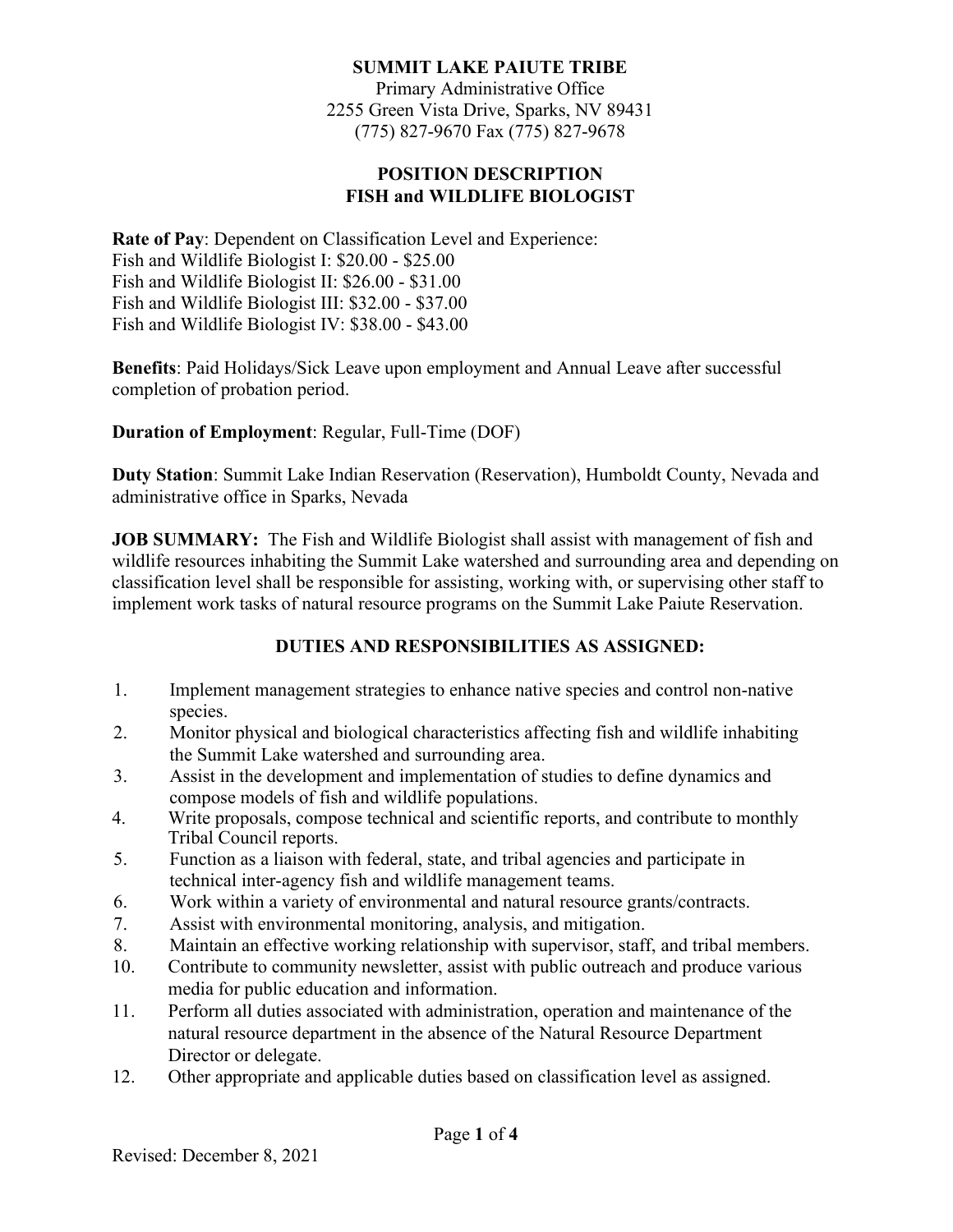**SUMMIT LAKE PAIUTE TRIBE**
Primary Administrative Office
2255 Green Vista Drive, Sparks, NV 89431
(775) 827-9670 Fax (775) 827-9678

# POSITION DESCRIPTION
# FISH and WILDLIFE BIOLOGIST

**Rate of Pay**: Dependent on Classification Level and Experience:
Fish and Wildlife Biologist I: $20.00 - $25.00
Fish and Wildlife Biologist II: $26.00 - $31.00
Fish and Wildlife Biologist III: $32.00 - $37.00
Fish and Wildlife Biologist IV: $38.00 - $43.00

**Benefits**: Paid Holidays/Sick Leave upon employment and Annual Leave after successful completion of probation period.

**Duration of Employment**: Regular, Full-Time (DOF)

**Duty Station**: Summit Lake Indian Reservation (Reservation), Humboldt County, Nevada and administrative office in Sparks, Nevada

**JOB SUMMARY:** The Fish and Wildlife Biologist shall assist with management of fish and wildlife resources inhabiting the Summit Lake watershed and surrounding area and depending on classification level shall be responsible for assisting, working with, or supervising other staff to implement work tasks of natural resource programs on the Summit Lake Paiute Reservation.

## DUTIES AND RESPONSIBILITIES AS ASSIGNED:

1. Implement management strategies to enhance native species and control non-native species.
2. Monitor physical and biological characteristics affecting fish and wildlife inhabiting the Summit Lake watershed and surrounding area.
3. Assist in the development and implementation of studies to define dynamics and compose models of fish and wildlife populations.
4. Write proposals, compose technical and scientific reports, and contribute to monthly Tribal Council reports.
5. Function as a liaison with federal, state, and tribal agencies and participate in technical inter-agency fish and wildlife management teams.
6. Work within a variety of environmental and natural resource grants/contracts.
7. Assist with environmental monitoring, analysis, and mitigation.
8. Maintain an effective working relationship with supervisor, staff, and tribal members.

10. Contribute to community newsletter, assist with public outreach and produce various media for public education and information.
11. Perform all duties associated with administration, operation and maintenance of the natural resource department in the absence of the Natural Resource Department Director or delegate.
12. Other appropriate and applicable duties based on classification level as assigned.

Revised: December 8, 2021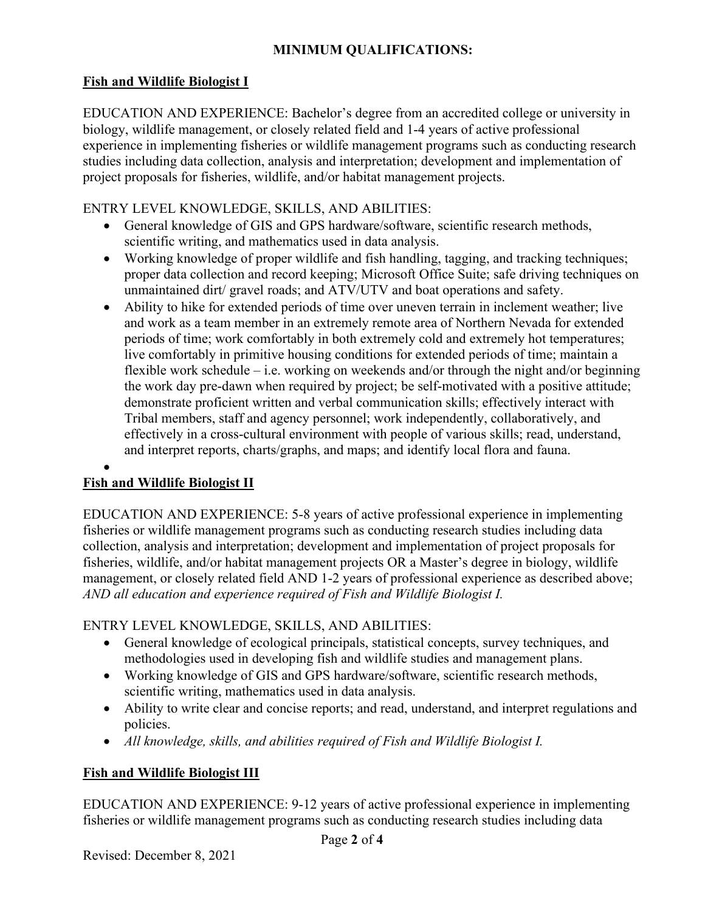## MINIMUM QUALIFICATIONS:

### Fish and Wildlife Biologist I

EDUCATION AND EXPERIENCE: Bachelor's degree from an accredited college or university in biology, wildlife management, or closely related field and 1-4 years of active professional experience in implementing fisheries or wildlife management programs such as conducting research studies including data collection, analysis and interpretation; development and implementation of project proposals for fisheries, wildlife, and/or habitat management projects.

ENTRY LEVEL KNOWLEDGE, SKILLS, AND ABILITIES:

- General knowledge of GIS and GPS hardware/software, scientific research methods, scientific writing, and mathematics used in data analysis.
- Working knowledge of proper wildlife and fish handling, tagging, and tracking techniques; proper data collection and record keeping; Microsoft Office Suite; safe driving techniques on unmaintained dirt/ gravel roads; and ATV/UTV and boat operations and safety.
- Ability to hike for extended periods of time over uneven terrain in inclement weather; live and work as a team member in an extremely remote area of Northern Nevada for extended periods of time; work comfortably in both extremely cold and extremely hot temperatures; live comfortably in primitive housing conditions for extended periods of time; maintain a flexible work schedule – i.e. working on weekends and/or through the night and/or beginning the work day pre-dawn when required by project; be self-motivated with a positive attitude; demonstrate proficient written and verbal communication skills; effectively interact with Tribal members, staff and agency personnel; work independently, collaboratively, and effectively in a cross-cultural environment with people of various skills; read, understand, and interpret reports, charts/graphs, and maps; and identify local flora and fauna.

### Fish and Wildlife Biologist II

EDUCATION AND EXPERIENCE: 5-8 years of active professional experience in implementing fisheries or wildlife management programs such as conducting research studies including data collection, analysis and interpretation; development and implementation of project proposals for fisheries, wildlife, and/or habitat management projects OR a Master's degree in biology, wildlife management, or closely related field AND 1-2 years of professional experience as described above; *AND all education and experience required of Fish and Wildlife Biologist I.*

ENTRY LEVEL KNOWLEDGE, SKILLS, AND ABILITIES:

- General knowledge of ecological principals, statistical concepts, survey techniques, and methodologies used in developing fish and wildlife studies and management plans.
- Working knowledge of GIS and GPS hardware/software, scientific research methods, scientific writing, mathematics used in data analysis.
- Ability to write clear and concise reports; and read, understand, and interpret regulations and policies.
- *All knowledge, skills, and abilities required of Fish and Wildlife Biologist I.*

### Fish and Wildlife Biologist III

EDUCATION AND EXPERIENCE: 9-12 years of active professional experience in implementing fisheries or wildlife management programs such as conducting research studies including data

Revised: December 8, 2021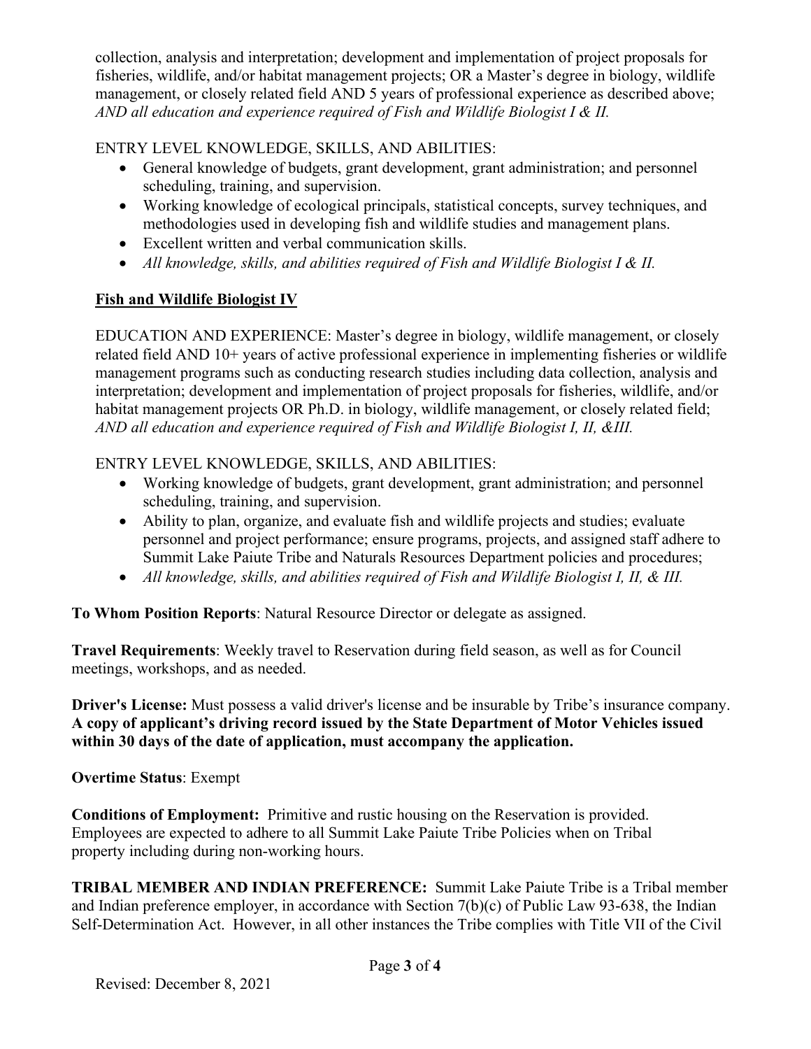collection, analysis and interpretation; development and implementation of project proposals for fisheries, wildlife, and/or habitat management projects; OR a Master's degree in biology, wildlife management, or closely related field AND 5 years of professional experience as described above; *AND all education and experience required of Fish and Wildlife Biologist I & II.*

ENTRY LEVEL KNOWLEDGE, SKILLS, AND ABILITIES:

- General knowledge of budgets, grant development, grant administration; and personnel scheduling, training, and supervision.
- Working knowledge of ecological principals, statistical concepts, survey techniques, and methodologies used in developing fish and wildlife studies and management plans.
- Excellent written and verbal communication skills.
- *All knowledge, skills, and abilities required of Fish and Wildlife Biologist I & II.*

**Fish and Wildlife Biologist IV**

EDUCATION AND EXPERIENCE: Master's degree in biology, wildlife management, or closely related field AND 10+ years of active professional experience in implementing fisheries or wildlife management programs such as conducting research studies including data collection, analysis and interpretation; development and implementation of project proposals for fisheries, wildlife, and/or habitat management projects OR Ph.D. in biology, wildlife management, or closely related field; *AND all education and experience required of Fish and Wildlife Biologist I, II, &III.*

ENTRY LEVEL KNOWLEDGE, SKILLS, AND ABILITIES:

- Working knowledge of budgets, grant development, grant administration; and personnel scheduling, training, and supervision.
- Ability to plan, organize, and evaluate fish and wildlife projects and studies; evaluate personnel and project performance; ensure programs, projects, and assigned staff adhere to Summit Lake Paiute Tribe and Naturals Resources Department policies and procedures;
- *All knowledge, skills, and abilities required of Fish and Wildlife Biologist I, II, & III.*

**To Whom Position Reports**: Natural Resource Director or delegate as assigned.

**Travel Requirements**: Weekly travel to Reservation during field season, as well as for Council meetings, workshops, and as needed.

**Driver's License:** Must possess a valid driver's license and be insurable by Tribe's insurance company. **A copy of applicant's driving record issued by the State Department of Motor Vehicles issued within 30 days of the date of application, must accompany the application.**

**Overtime Status**: Exempt

**Conditions of Employment:** Primitive and rustic housing on the Reservation is provided. Employees are expected to adhere to all Summit Lake Paiute Tribe Policies when on Tribal property including during non-working hours.

**TRIBAL MEMBER AND INDIAN PREFERENCE:** Summit Lake Paiute Tribe is a Tribal member and Indian preference employer, in accordance with Section 7(b)(c) of Public Law 93-638, the Indian Self-Determination Act. However, in all other instances the Tribe complies with Title VII of the Civil

Revised: December 8, 2021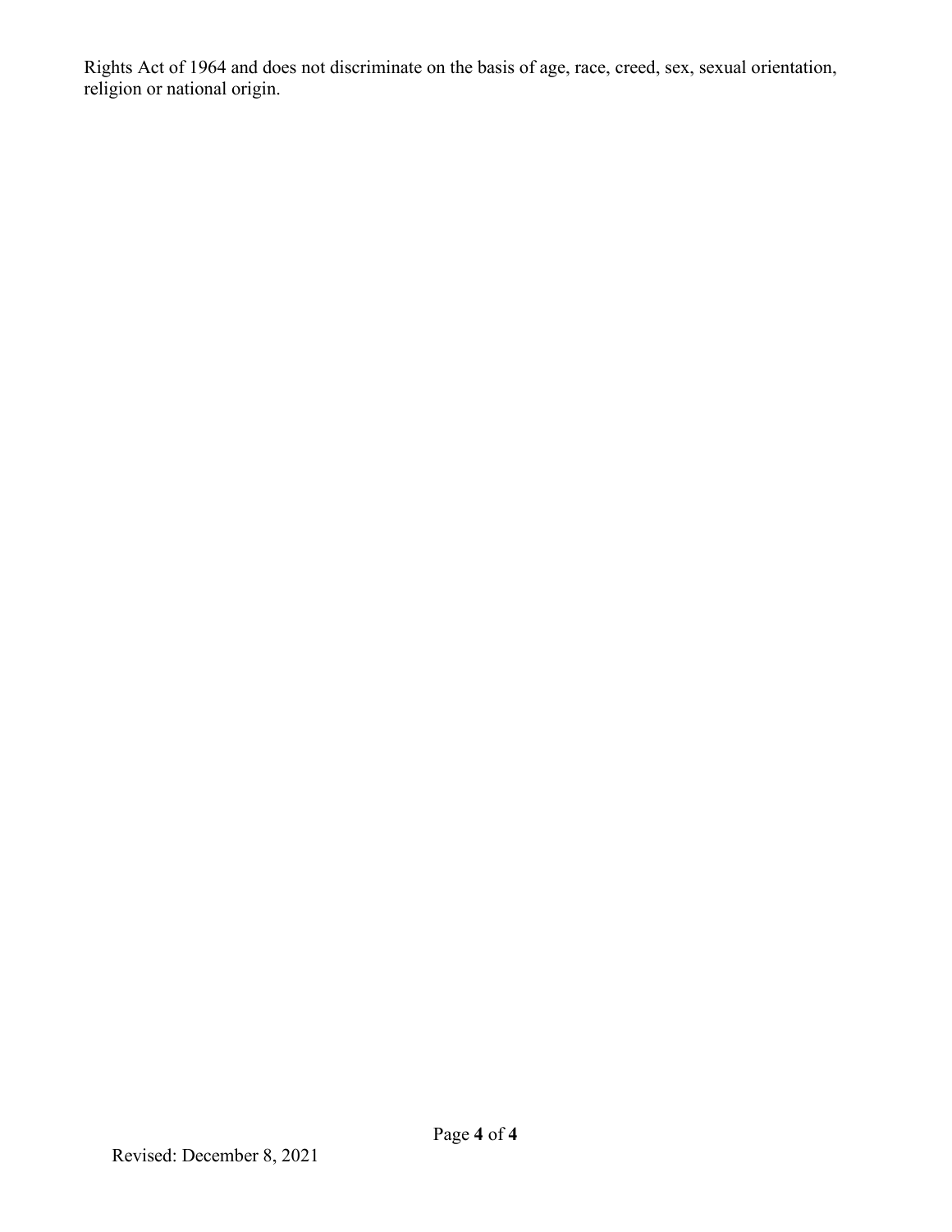Rights Act of 1964 and does not discriminate on the basis of age, race, creed, sex, sexual orientation, religion or national origin.

Revised: December 8, 2021